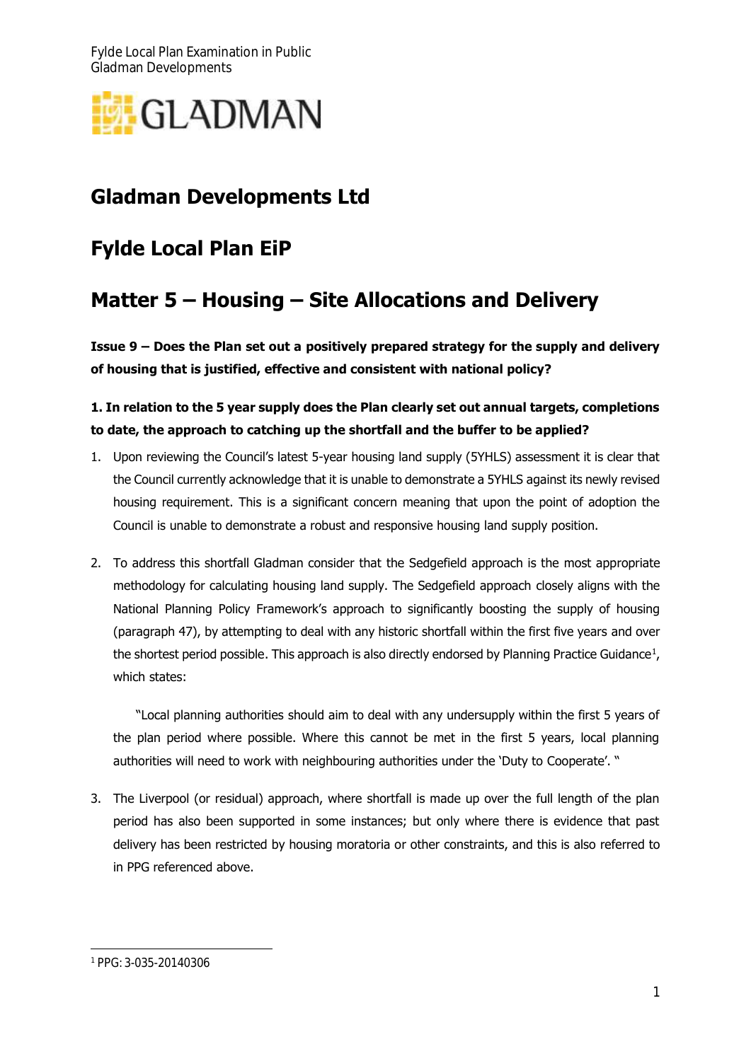# Gladman Developments Ltd

# Fylde Local Plan EiP

# Matter 5 – Housing – Site Allocations and Delivery

**Issue 9 – Does the Plan set out a positively prepared strategy for the supply and delivery of housing that is justified, effective and consistent with national policy?**

**1. In relation to the 5 year supply does the Plan clearly set out annual targets, completions to date, the approach to catching up the shortfall and the buffer to be applied?**

1. Upon reviewing the Council's latest 5-year housing land supply (5YHLS) assessment it is clear that the Council currently acknowledge that it is unable to demonstrate a 5YHLS against its newly revised housing requirement. This is a significant concern meaning that upon the point of adoption the Council is unable to demonstrate a robust and responsive housing land supply position.

2. To address this shortfall Gladman consider that the Sedgefield approach is the most appropriate methodology for calculating housing land supply. The Sedgefield approach closely aligns with the National Planning Policy Framework's approach to significantly boosting the supply of housing (paragraph 47), by attempting to deal with any historic shortfall within the first five years and over the shortest period possible. This approach is also directly endorsed by Planning Practice Guidance[1], which states:

   "Local planning authorities should aim to deal with any undersupply within the first 5 years of the plan period where possible. Where this cannot be met in the first 5 years, local planning authorities will need to work with neighbouring authorities under the 'Duty to Cooperate'. "

3. The Liverpool (or residual) approach, where shortfall is made up over the full length of the plan period has also been supported in some instances; but only where there is evidence that past delivery has been restricted by housing moratoria or other constraints, and this is also referred to in PPG referenced above.

[1] PPG: 3-035-20140306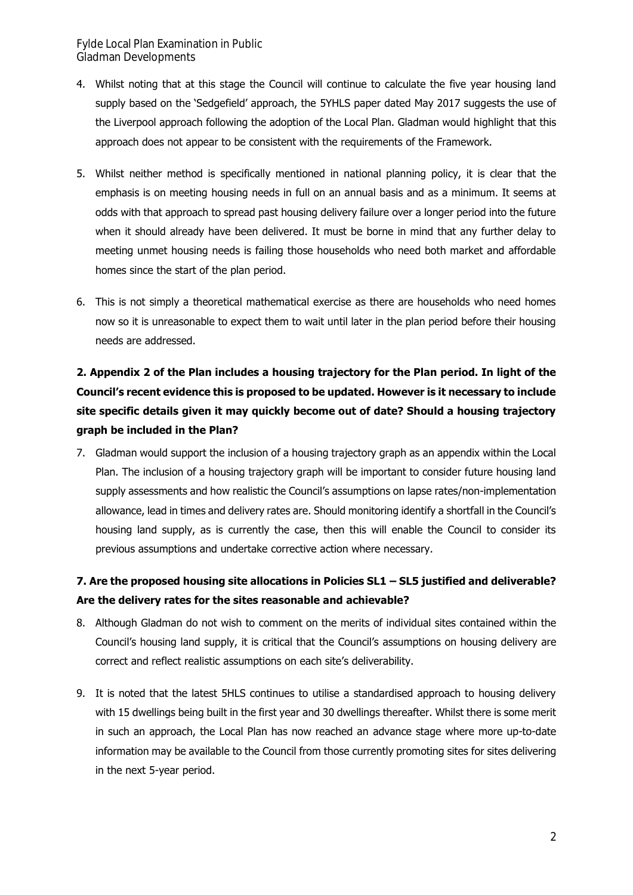4. Whilst noting that at this stage the Council will continue to calculate the five year housing land supply based on the 'Sedgefield' approach, the 5YHLS paper dated May 2017 suggests the use of the Liverpool approach following the adoption of the Local Plan. Gladman would highlight that this approach does not appear to be consistent with the requirements of the Framework.

5. Whilst neither method is specifically mentioned in national planning policy, it is clear that the emphasis is on meeting housing needs in full on an annual basis and as a minimum. It seems at odds with that approach to spread past housing delivery failure over a longer period into the future when it should already have been delivered. It must be borne in mind that any further delay to meeting unmet housing needs is failing those households who need both market and affordable homes since the start of the plan period.

6. This is not simply a theoretical mathematical exercise as there are households who need homes now so it is unreasonable to expect them to wait until later in the plan period before their housing needs are addressed.

**2. Appendix 2 of the Plan includes a housing trajectory for the Plan period. In light of the Council's recent evidence this is proposed to be updated. However is it necessary to include site specific details given it may quickly become out of date? Should a housing trajectory graph be included in the Plan?**

7. Gladman would support the inclusion of a housing trajectory graph as an appendix within the Local Plan. The inclusion of a housing trajectory graph will be important to consider future housing land supply assessments and how realistic the Council's assumptions on lapse rates/non-implementation allowance, lead in times and delivery rates are. Should monitoring identify a shortfall in the Council's housing land supply, as is currently the case, then this will enable the Council to consider its previous assumptions and undertake corrective action where necessary.

**7. Are the proposed housing site allocations in Policies SL1 – SL5 justified and deliverable? Are the delivery rates for the sites reasonable and achievable?**

8. Although Gladman do not wish to comment on the merits of individual sites contained within the Council's housing land supply, it is critical that the Council's assumptions on housing delivery are correct and reflect realistic assumptions on each site's deliverability.

9. It is noted that the latest 5HLS continues to utilise a standardised approach to housing delivery with 15 dwellings being built in the first year and 30 dwellings thereafter. Whilst there is some merit in such an approach, the Local Plan has now reached an advance stage where more up-to-date information may be available to the Council from those currently promoting sites for sites delivering in the next 5-year period.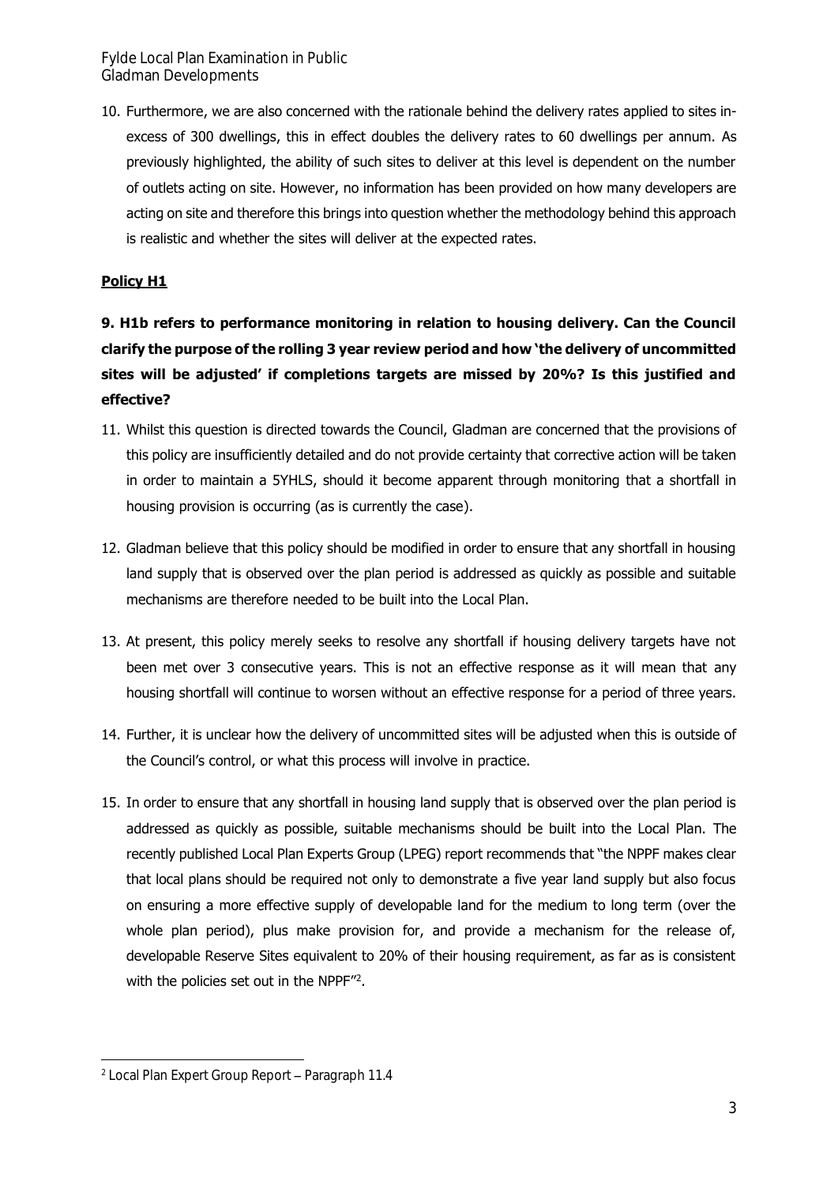10. Furthermore, we are also concerned with the rationale behind the delivery rates applied to sites in-excess of 300 dwellings, this in effect doubles the delivery rates to 60 dwellings per annum. As previously highlighted, the ability of such sites to deliver at this level is dependent on the number of outlets acting on site. However, no information has been provided on how many developers are acting on site and therefore this brings into question whether the methodology behind this approach is realistic and whether the sites will deliver at the expected rates.

## **Policy H1**

### 9. H1b refers to performance monitoring in relation to housing delivery. Can the Council clarify the purpose of the rolling 3 year review period and how 'the delivery of uncommitted sites will be adjusted' if completions targets are missed by 20%? Is this justified and effective?

11. Whilst this question is directed towards the Council, Gladman are concerned that the provisions of this policy are insufficiently detailed and do not provide certainty that corrective action will be taken in order to maintain a 5YHLS, should it become apparent through monitoring that a shortfall in housing provision is occurring (as is currently the case).

12. Gladman believe that this policy should be modified in order to ensure that any shortfall in housing land supply that is observed over the plan period is addressed as quickly as possible and suitable mechanisms are therefore needed to be built into the Local Plan.

13. At present, this policy merely seeks to resolve any shortfall if housing delivery targets have not been met over 3 consecutive years. This is not an effective response as it will mean that any housing shortfall will continue to worsen without an effective response for a period of three years.

14. Further, it is unclear how the delivery of uncommitted sites will be adjusted when this is outside of the Council's control, or what this process will involve in practice.

15. In order to ensure that any shortfall in housing land supply that is observed over the plan period is addressed as quickly as possible, suitable mechanisms should be built into the Local Plan. The recently published Local Plan Experts Group (LPEG) report recommends that "the NPPF makes clear that local plans should be required not only to demonstrate a five year land supply but also focus on ensuring a more effective supply of developable land for the medium to long term (over the whole plan period), plus make provision for, and provide a mechanism for the release of, developable Reserve Sites equivalent to 20% of their housing requirement, as far as is consistent with the policies set out in the NPPF"[2].

---

[2] Local Plan Expert Group Report – Paragraph 11.4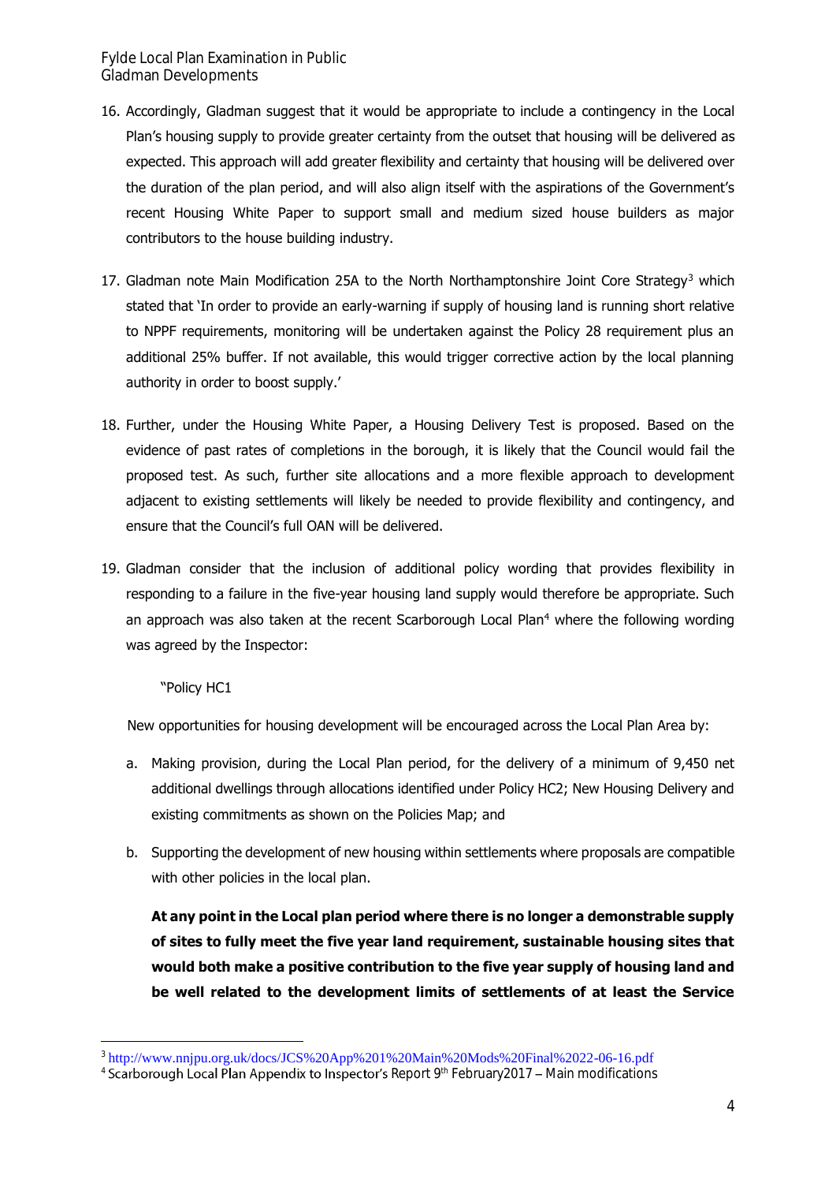16. Accordingly, Gladman suggest that it would be appropriate to include a contingency in the Local Plan's housing supply to provide greater certainty from the outset that housing will be delivered as expected. This approach will add greater flexibility and certainty that housing will be delivered over the duration of the plan period, and will also align itself with the aspirations of the Government's recent Housing White Paper to support small and medium sized house builders as major contributors to the house building industry.

17. Gladman note Main Modification 25A to the North Northamptonshire Joint Core Strategy[3] which stated that 'In order to provide an early-warning if supply of housing land is running short relative to NPPF requirements, monitoring will be undertaken against the Policy 28 requirement plus an additional 25% buffer. If not available, this would trigger corrective action by the local planning authority in order to boost supply.'

18. Further, under the Housing White Paper, a Housing Delivery Test is proposed. Based on the evidence of past rates of completions in the borough, it is likely that the Council would fail the proposed test. As such, further site allocations and a more flexible approach to development adjacent to existing settlements will likely be needed to provide flexibility and contingency, and ensure that the Council's full OAN will be delivered.

19. Gladman consider that the inclusion of additional policy wording that provides flexibility in responding to a failure in the five-year housing land supply would therefore be appropriate. Such an approach was also taken at the recent Scarborough Local Plan[4] where the following wording was agreed by the Inspector:

"Policy HC1

New opportunities for housing development will be encouraged across the Local Plan Area by:

a. Making provision, during the Local Plan period, for the delivery of a minimum of 9,450 net additional dwellings through allocations identified under Policy HC2; New Housing Delivery and existing commitments as shown on the Policies Map; and

b. Supporting the development of new housing within settlements where proposals are compatible with other policies in the local plan.

**At any point in the Local plan period where there is no longer a demonstrable supply of sites to fully meet the five year land requirement, sustainable housing sites that would both make a positive contribution to the five year supply of housing land and be well related to the development limits of settlements of at least the Service**

---

[3] http://www.nnjpu.org.uk/docs/JCS%20App%201%20Main%20Mods%20Final%2022-06-16.pdf

[4] Scarborough Local Plan Appendix to Inspector's Report 9th February2017 – Main modifications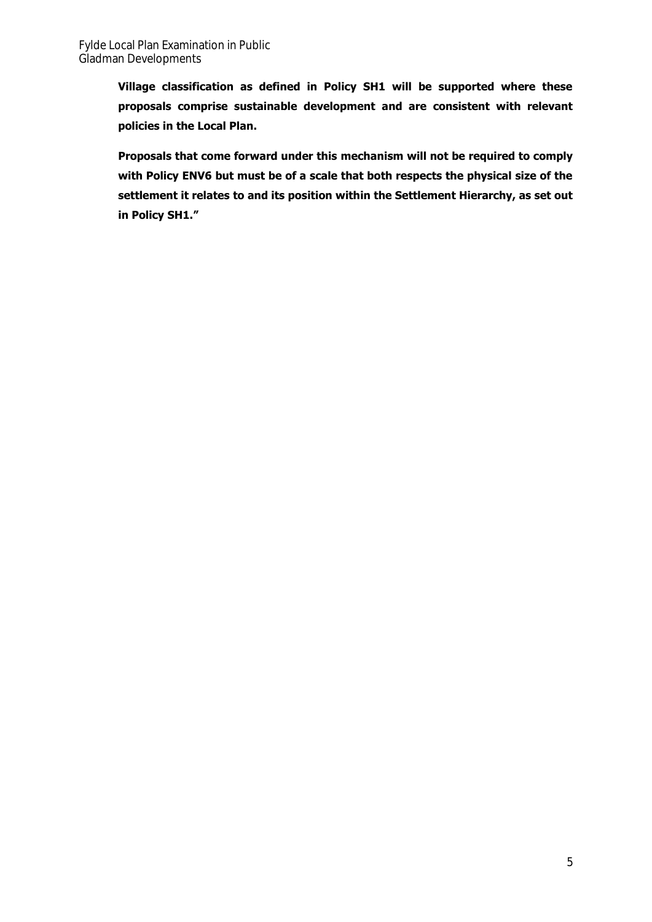**Village classification as defined in Policy SH1 will be supported where these proposals comprise sustainable development and are consistent with relevant policies in the Local Plan.**

**Proposals that come forward under this mechanism will not be required to comply with Policy ENV6 but must be of a scale that both respects the physical size of the settlement it relates to and its position within the Settlement Hierarchy, as set out in Policy SH1."**